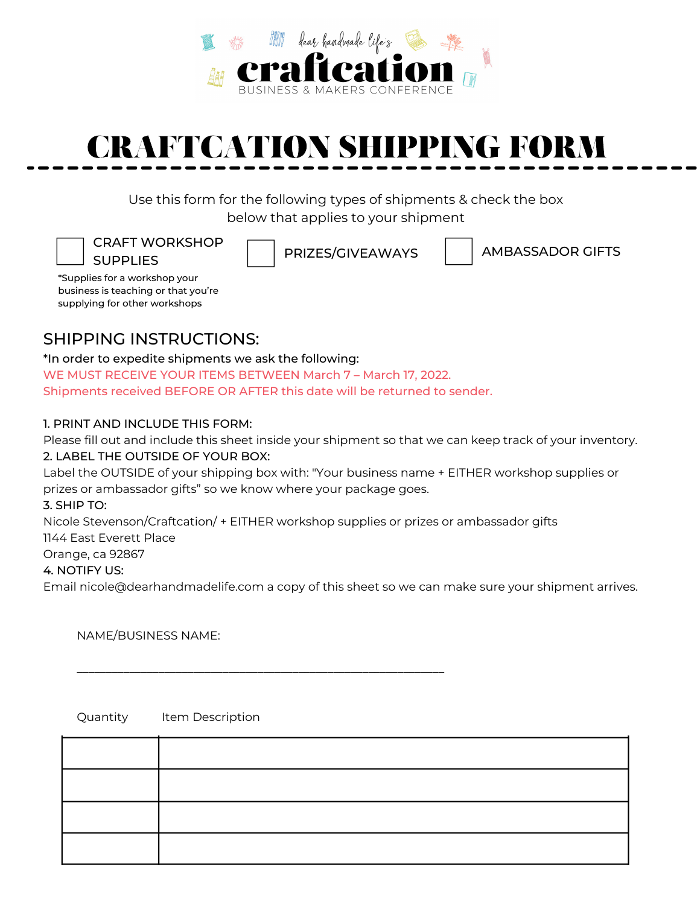dear handmade life's

**craftcation**

BUSINESS & MAKERS CONFERENCE

# CRAFTCATION SHIPPING FORM

Use this form for the following types of shipments & check the box below that applies to your shipment

☐ CRAFT WORKSHOP SUPPLIES

*Supplies for a workshop your business is teaching or that you're supplying for other workshops

☐ PRIZES/GIVEAWAYS

☐ AMBASSADOR GIFTS

## SHIPPING INSTRUCTIONS:

*In order to expedite shipments we ask the following:

WE MUST RECEIVE YOUR ITEMS BETWEEN March 7 – March 17, 2022.
Shipments received BEFORE OR AFTER this date will be returned to sender.

1. PRINT AND INCLUDE THIS FORM:
Please fill out and include this sheet inside your shipment so that we can keep track of your inventory.
2. LABEL THE OUTSIDE OF YOUR BOX:
Label the OUTSIDE of your shipping box with: "Your business name + EITHER workshop supplies or prizes or ambassador gifts" so we know where your package goes.
3. SHIP TO:
Nicole Stevenson/Craftcation/ + EITHER workshop supplies or prizes or ambassador gifts
1144 East Everett Place
Orange, ca 92867
4. NOTIFY US:
Email nicole@dearhandmadelife.com a copy of this sheet so we can make sure your shipment arrives.

NAME/BUSINESS NAME:

______________________________________________

| Quantity | Item Description |
| --- | --- |
| | |
| | |
| | |
| | |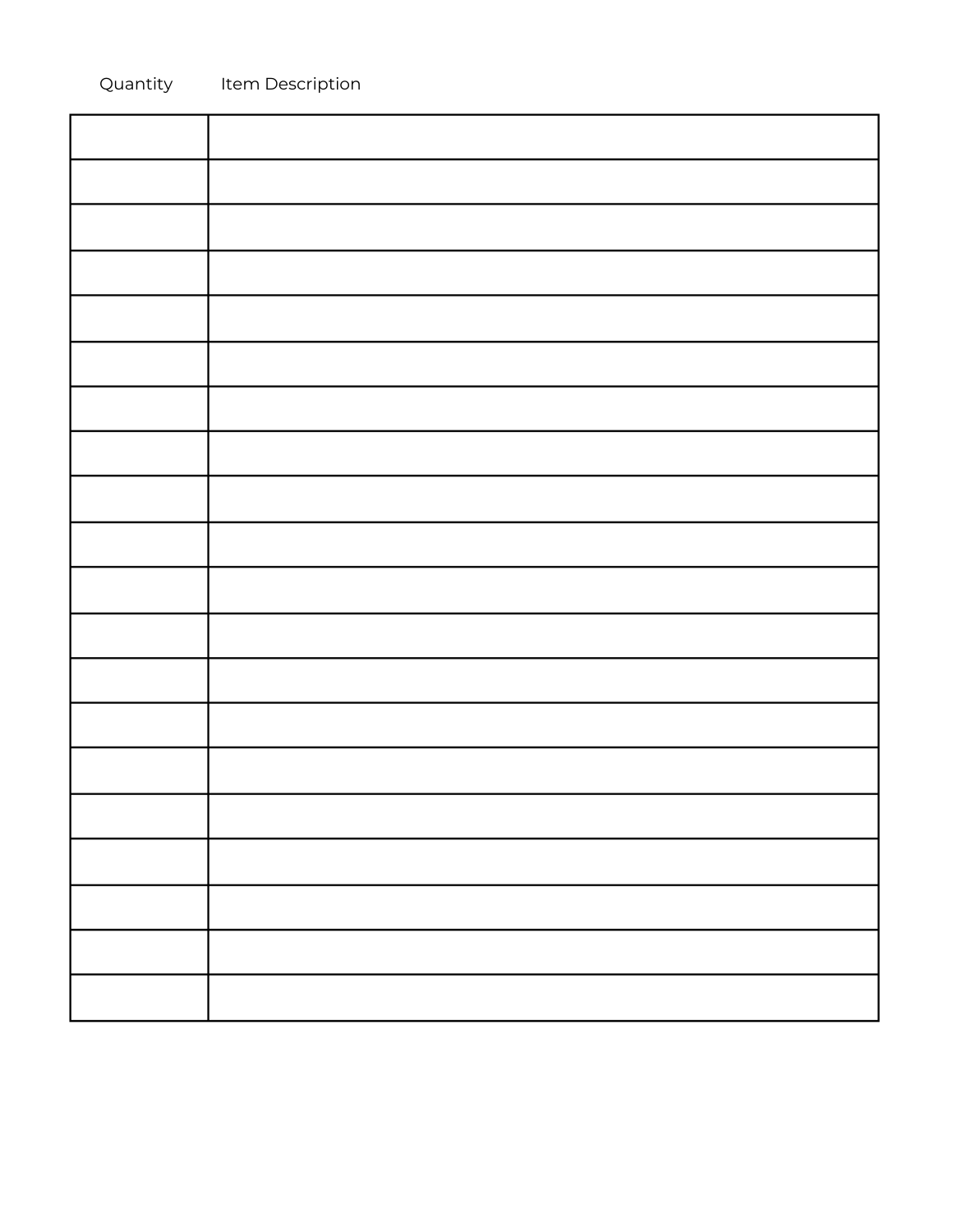| Quantity | Item Description |
| --- | --- |
| | |
| | |
| | |
| | |
| | |
| | |
| | |
| | |
| | |
| | |
| | |
| | |
| | |
| | |
| | |
| | |
| | |
| | |
| | |
| | |